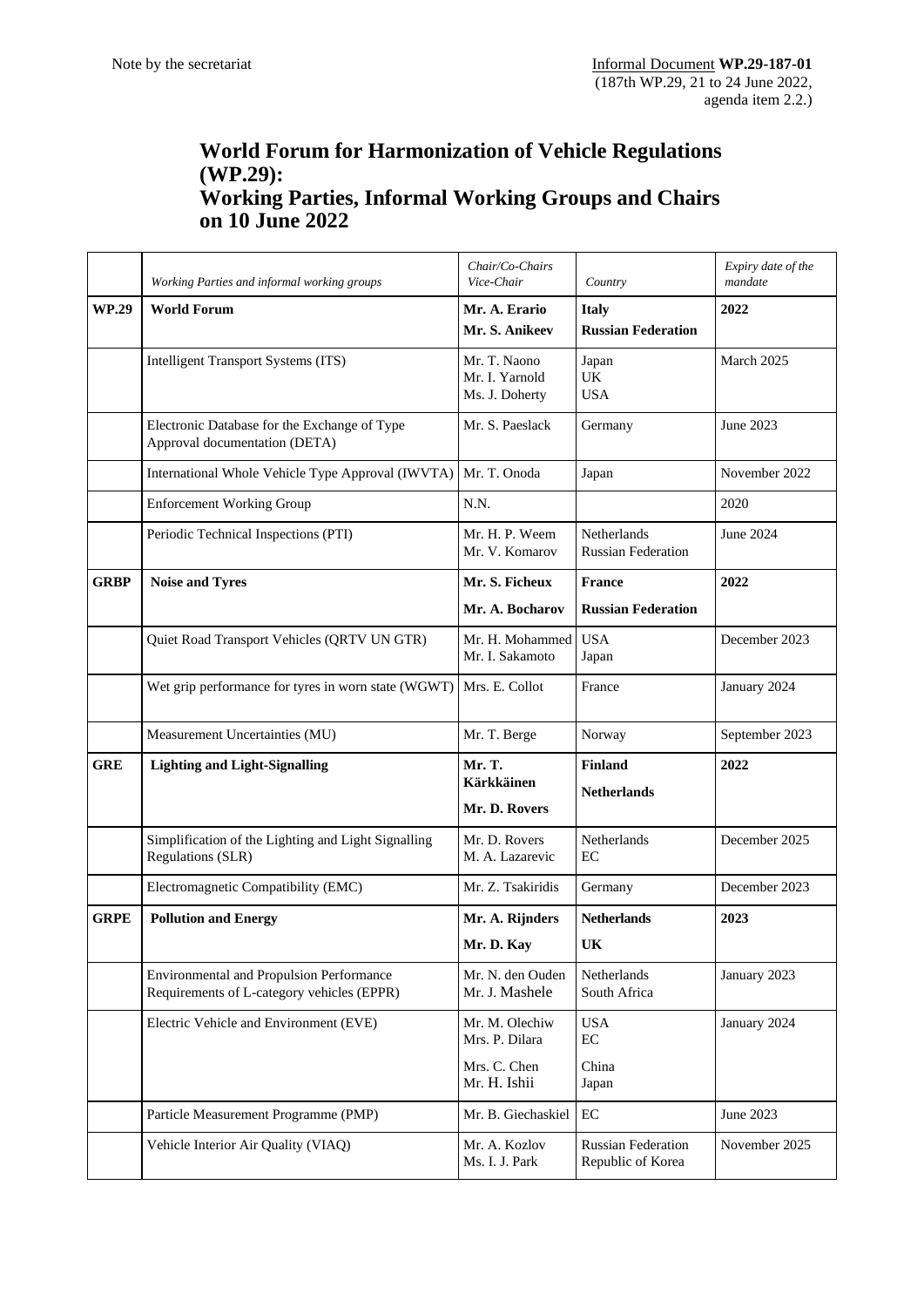Note by the secretariat

Informal Document **WP.29-187-01**
(187th WP.29, 21 to 24 June 2022, agenda item 2.2.)

# World Forum for Harmonization of Vehicle Regulations (WP.29): Working Parties, Informal Working Groups and Chairs on 10 June 2022

| | *Working Parties and informal working groups* | *Chair/Co-Chairs Vice-Chair* | *Country* | *Expiry date of the mandate* |
|---|---|---|---|---|
| **WP.29** | **World Forum** | **Mr. A. Erario**<br>**Mr. S. Anikeev** | **Italy**<br>**Russian Federation** | **2022** |
| | Intelligent Transport Systems (ITS) | Mr. T. Naono<br>Mr. I. Yarnold<br>Ms. J. Doherty | Japan<br>UK<br>USA | March 2025 |
| | Electronic Database for the Exchange of Type Approval documentation (DETA) | Mr. S. Paeslack | Germany | June 2023 |
| | International Whole Vehicle Type Approval (IWVTA) | Mr. T. Onoda | Japan | November 2022 |
| | Enforcement Working Group | N.N. | | 2020 |
| | Periodic Technical Inspections (PTI) | Mr. H. P. Weem<br>Mr. V. Komarov | Netherlands<br>Russian Federation | June 2024 |
| **GRBP** | **Noise and Tyres** | **Mr. S. Ficheux**<br>**Mr. A. Bocharov** | **France**<br>**Russian Federation** | **2022** |
| | Quiet Road Transport Vehicles (QRTV UN GTR) | Mr. H. Mohammed<br>Mr. I. Sakamoto | USA<br>Japan | December 2023 |
| | Wet grip performance for tyres in worn state (WGWT) | Mrs. E. Collot | France | January 2024 |
| | Measurement Uncertainties (MU) | Mr. T. Berge | Norway | September 2023 |
| **GRE** | **Lighting and Light-Signalling** | **Mr. T. Kärkkäinen**<br>**Mr. D. Rovers** | **Finland**<br>**Netherlands** | **2022** |
| | Simplification of the Lighting and Light Signalling Regulations (SLR) | Mr. D. Rovers<br>M. A. Lazarevic | Netherlands<br>EC | December 2025 |
| | Electromagnetic Compatibility (EMC) | Mr. Z. Tsakiridis | Germany | December 2023 |
| **GRPE** | **Pollution and Energy** | **Mr. A. Rijnders**<br>**Mr. D. Kay** | **Netherlands**<br>**UK** | **2023** |
| | Environmental and Propulsion Performance Requirements of L-category vehicles (EPPR) | Mr. N. den Ouden<br>Mr. J. Mashele | Netherlands<br>South Africa | January 2023 |
| | Electric Vehicle and Environment (EVE) | Mr. M. Olechiw<br>Mrs. P. Dilara<br>Mrs. C. Chen<br>Mr. H. Ishii | USA<br>EC<br>China<br>Japan | January 2024 |
| | Particle Measurement Programme (PMP) | Mr. B. Giechaskiel | EC | June 2023 |
| | Vehicle Interior Air Quality (VIAQ) | Mr. A. Kozlov<br>Ms. I. J. Park | Russian Federation<br>Republic of Korea | November 2025 |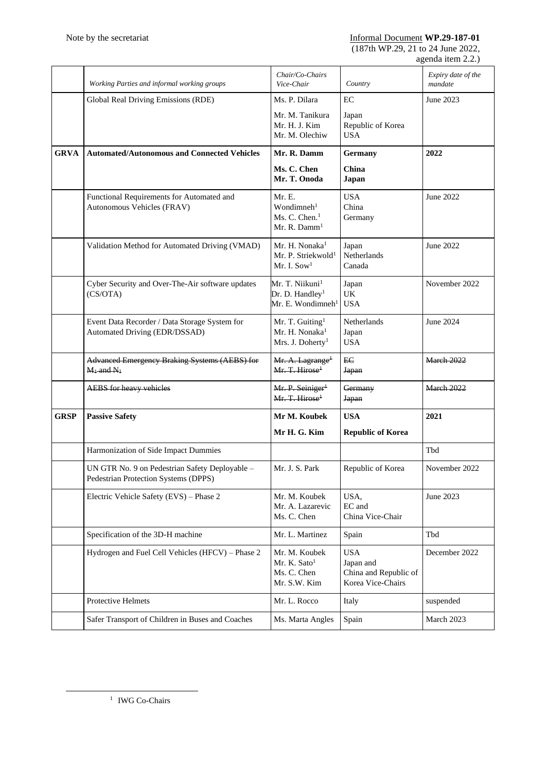Note by the secretariat

Informal Document **WP.29-187-01**
(187th WP.29, 21 to 24 June 2022, agenda item 2.2.)

| | *Working Parties and informal working groups* | *Chair/Co-Chairs Vice-Chair* | *Country* | *Expiry date of the mandate* |
|---|---|---|---|---|
| | Global Real Driving Emissions (RDE) | Ms. P. Dilara<br>Mr. M. Tanikura<br>Mr. H. J. Kim<br>Mr. M. Olechiw | EC<br>Japan<br>Republic of Korea<br>USA | June 2023 |
| **GRVA** | **Automated/Autonomous and Connected Vehicles** | **Mr. R. Damm**<br>**Ms. C. Chen**<br>**Mr. T. Onoda** | **Germany**<br>**China**<br>**Japan** | **2022** |
| | Functional Requirements for Automated and Autonomous Vehicles (FRAV) | Mr. E. Wondimneh[1]<br>Ms. C. Chen.[1]<br>Mr. R. Damm[1] | USA<br>China<br>Germany | June 2022 |
| | Validation Method for Automated Driving (VMAD) | Mr. H. Nonaka[1]<br>Mr. P. Striekwold[1]<br>Mr. I. Sow[1] | Japan<br>Netherlands<br>Canada | June 2022 |
| | Cyber Security and Over-The-Air software updates (CS/OTA) | Mr. T. Niikuni[1]<br>Dr. D. Handley[1]<br>Mr. E. Wondimneh[1] | Japan<br>UK<br>USA | November 2022 |
| | Event Data Recorder / Data Storage System for Automated Driving (EDR/DSSAD) | Mr. T. Guiting[1]<br>Mr. H. Nonaka[1]<br>Mrs. J. Doherty[1] | Netherlands<br>Japan<br>USA | June 2024 |
| | ~~Advanced Emergency Braking Systems (AEBS) for $M_1$ and $N_1$~~ | ~~Mr. A. Lagrange[1]~~<br>~~Mr. T. Hirose[1]~~ | ~~EC~~<br>~~Japan~~ | ~~March 2022~~ |
| | ~~AEBS for heavy vehicles~~ | ~~Mr. P. Seiniger[1]~~<br>~~Mr. T. Hirose[1]~~ | ~~Germany~~<br>~~Japan~~ | ~~March 2022~~ |
| **GRSP** | **Passive Safety** | **Mr M. Koubek**<br>**Mr H. G. Kim** | **USA**<br>**Republic of Korea** | **2021** |
| | Harmonization of Side Impact Dummies | | | Tbd |
| | UN GTR No. 9 on Pedestrian Safety Deployable – Pedestrian Protection Systems (DPPS) | Mr. J. S. Park | Republic of Korea | November 2022 |
| | Electric Vehicle Safety (EVS) – Phase 2 | Mr. M. Koubek<br>Mr. A. Lazarevic<br>Ms. C. Chen | USA,<br>EC and<br>China Vice-Chair | June 2023 |
| | Specification of the 3D-H machine | Mr. L. Martinez | Spain | Tbd |
| | Hydrogen and Fuel Cell Vehicles (HFCV) – Phase 2 | Mr. M. Koubek<br>Mr. K. Sato[1]<br>Ms. C. Chen<br>Mr. S.W. Kim | USA<br>Japan and<br>China and Republic of Korea Vice-Chairs | December 2022 |
| | Protective Helmets | Mr. L. Rocco | Italy | suspended |
| | Safer Transport of Children in Buses and Coaches | Ms. Marta Angles | Spain | March 2023 |

[1] IWG Co-Chairs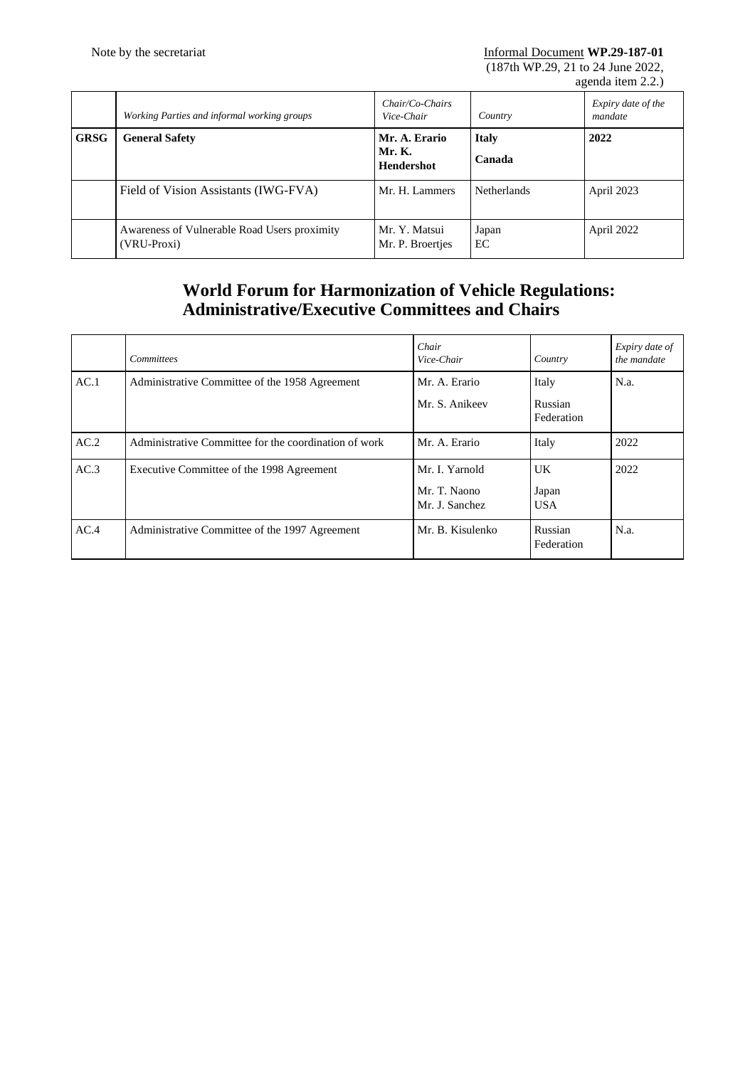Note by the secretariat

Informal Document **WP.29-187-01**
(187th WP.29, 21 to 24 June 2022,
agenda item 2.2.)

| | *Working Parties and informal working groups* | *Chair/Co-Chairs Vice-Chair* | *Country* | *Expiry date of the mandate* |
|---|---|---|---|---|
| **GRSG** | **General Safety** | **Mr. A. Erario** **Mr. K. Hendershot** | **Italy** **Canada** | **2022** |
| | Field of Vision Assistants (IWG-FVA) | Mr. H. Lammers | Netherlands | April 2023 |
| | Awareness of Vulnerable Road Users proximity (VRU-Proxi) | Mr. Y. Matsui Mr. P. Broertjes | Japan EC | April 2022 |

## World Forum for Harmonization of Vehicle Regulations: Administrative/Executive Committees and Chairs

| | *Committees* | *Chair Vice-Chair* | *Country* | *Expiry date of the mandate* |
|---|---|---|---|---|
| AC.1 | Administrative Committee of the 1958 Agreement | Mr. A. Erario Mr. S. Anikeev | Italy Russian Federation | N.a. |
| AC.2 | Administrative Committee for the coordination of work | Mr. A. Erario | Italy | 2022 |
| AC.3 | Executive Committee of the 1998 Agreement | Mr. I. Yarnold Mr. T. Naono Mr. J. Sanchez | UK Japan USA | 2022 |
| AC.4 | Administrative Committee of the 1997 Agreement | Mr. B. Kisulenko | Russian Federation | N.a. |